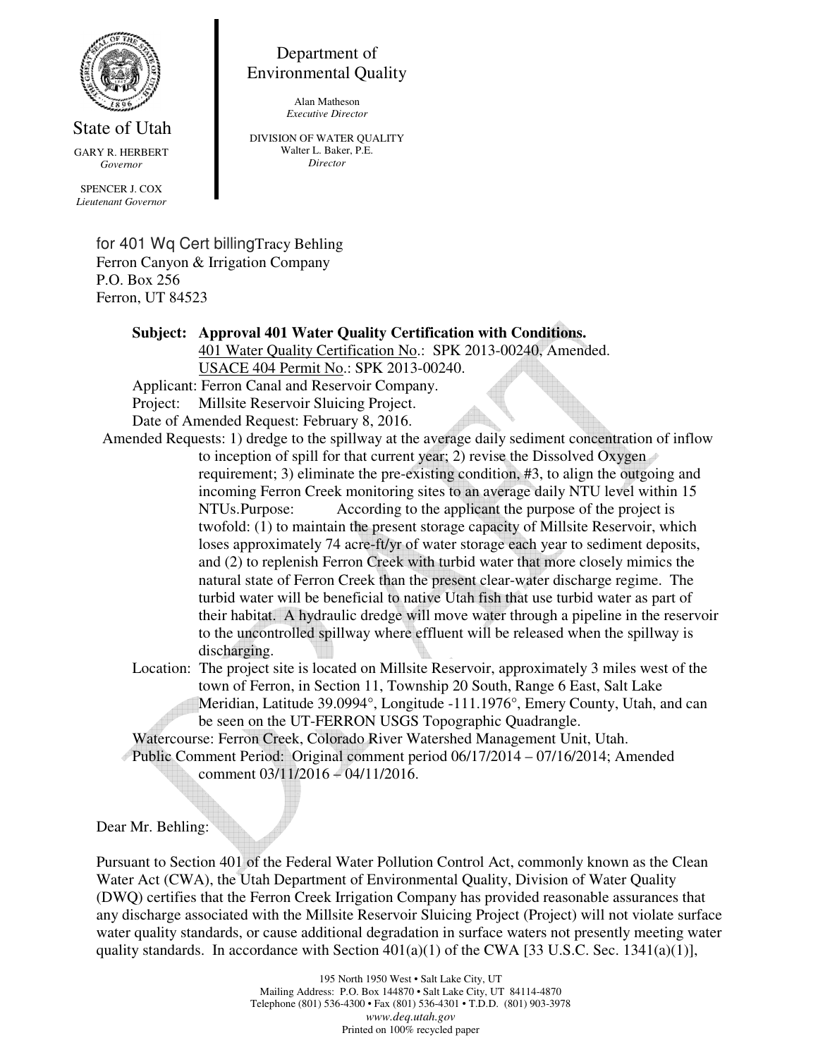State of Utah

GARY R. HERBERT
*Governor*

SPENCER J. COX
*Lieutenant Governor*

Department of
Environmental Quality

Alan Matheson
*Executive Director*

DIVISION OF WATER QUALITY
Walter L. Baker, P.E.
*Director*

for 401 Wq Cert billingTracy Behling
Ferron Canyon & Irrigation Company
P.O. Box 256
Ferron, UT 84523

**Subject: Approval 401 Water Quality Certification with Conditions.**
401 Water Quality Certification No.: SPK 2013-00240, Amended.
USACE 404 Permit No.: SPK 2013-00240.

Applicant: Ferron Canal and Reservoir Company.

Project: Millsite Reservoir Sluicing Project.

Date of Amended Request: February 8, 2016.

Amended Requests: 1) dredge to the spillway at the average daily sediment concentration of inflow to inception of spill for that current year; 2) revise the Dissolved Oxygen requirement; 3) eliminate the pre-existing condition, #3, to align the outgoing and incoming Ferron Creek monitoring sites to an average daily NTU level within 15 NTUs.Purpose: According to the applicant the purpose of the project is twofold: (1) to maintain the present storage capacity of Millsite Reservoir, which loses approximately 74 acre-ft/yr of water storage each year to sediment deposits, and (2) to replenish Ferron Creek with turbid water that more closely mimics the natural state of Ferron Creek than the present clear-water discharge regime. The turbid water will be beneficial to native Utah fish that use turbid water as part of their habitat. A hydraulic dredge will move water through a pipeline in the reservoir to the uncontrolled spillway where effluent will be released when the spillway is discharging.

Location: The project site is located on Millsite Reservoir, approximately 3 miles west of the town of Ferron, in Section 11, Township 20 South, Range 6 East, Salt Lake Meridian, Latitude 39.0994°, Longitude -111.1976°, Emery County, Utah, and can be seen on the UT-FERRON USGS Topographic Quadrangle.

Watercourse: Ferron Creek, Colorado River Watershed Management Unit, Utah.

Public Comment Period: Original comment period 06/17/2014 – 07/16/2014; Amended comment 03/11/2016 – 04/11/2016.

Dear Mr. Behling:

Pursuant to Section 401 of the Federal Water Pollution Control Act, commonly known as the Clean Water Act (CWA), the Utah Department of Environmental Quality, Division of Water Quality (DWQ) certifies that the Ferron Creek Irrigation Company has provided reasonable assurances that any discharge associated with the Millsite Reservoir Sluicing Project (Project) will not violate surface water quality standards, or cause additional degradation in surface waters not presently meeting water quality standards. In accordance with Section 401(a)(1) of the CWA [33 U.S.C. Sec. 1341(a)(1)],

195 North 1950 West • Salt Lake City, UT
Mailing Address: P.O. Box 144870 • Salt Lake City, UT 84114-4870
Telephone (801) 536-4300 • Fax (801) 536-4301 • T.D.D. (801) 903-3978
*www.deq.utah.gov*
Printed on 100% recycled paper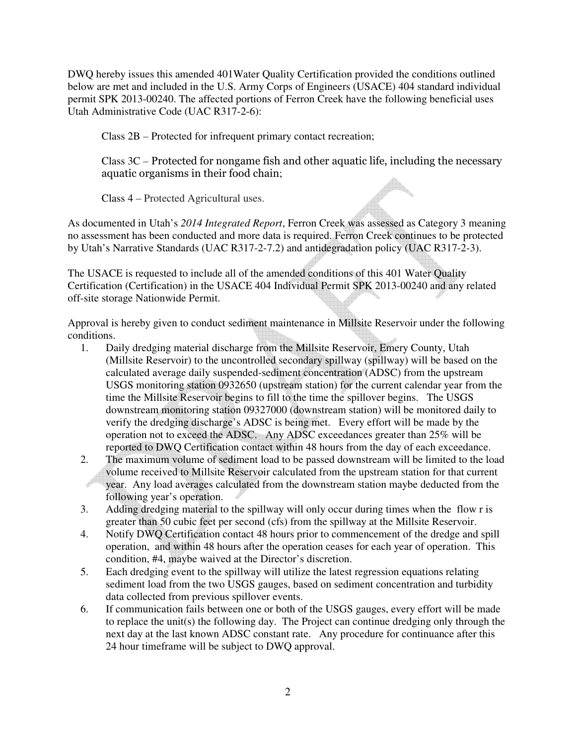DWQ hereby issues this amended 401Water Quality Certification provided the conditions outlined below are met and included in the U.S. Army Corps of Engineers (USACE) 404 standard individual permit SPK 2013-00240. The affected portions of Ferron Creek have the following beneficial uses Utah Administrative Code (UAC R317-2-6):

> Class 2B – Protected for infrequent primary contact recreation;
>
> Class 3C – Protected for nongame fish and other aquatic life, including the necessary aquatic organisms in their food chain;
>
> Class 4 – Protected Agricultural uses.

As documented in Utah's *2014 Integrated Report*, Ferron Creek was assessed as Category 3 meaning no assessment has been conducted and more data is required. Ferron Creek continues to be protected by Utah's Narrative Standards (UAC R317-2-7.2) and antidegradation policy (UAC R317-2-3).

The USACE is requested to include all of the amended conditions of this 401 Water Quality Certification (Certification) in the USACE 404 Individual Permit SPK 2013-00240 and any related off-site storage Nationwide Permit.

Approval is hereby given to conduct sediment maintenance in Millsite Reservoir under the following conditions.

1. Daily dredging material discharge from the Millsite Reservoir, Emery County, Utah (Millsite Reservoir) to the uncontrolled secondary spillway (spillway) will be based on the calculated average daily suspended-sediment concentration (ADSC) from the upstream USGS monitoring station 0932650 (upstream station) for the current calendar year from the time the Millsite Reservoir begins to fill to the time the spillover begins. The USGS downstream monitoring station 09327000 (downstream station) will be monitored daily to verify the dredging discharge's ADSC is being met. Every effort will be made by the operation not to exceed the ADSC. Any ADSC exceedances greater than 25% will be reported to DWQ Certification contact within 48 hours from the day of each exceedance.
2. The maximum volume of sediment load to be passed downstream will be limited to the load volume received to Millsite Reservoir calculated from the upstream station for that current year. Any load averages calculated from the downstream station maybe deducted from the following year's operation.
3. Adding dredging material to the spillway will only occur during times when the flow r is greater than 50 cubic feet per second (cfs) from the spillway at the Millsite Reservoir.
4. Notify DWQ Certification contact 48 hours prior to commencement of the dredge and spill operation, and within 48 hours after the operation ceases for each year of operation. This condition, #4, maybe waived at the Director's discretion.
5. Each dredging event to the spillway will utilize the latest regression equations relating sediment load from the two USGS gauges, based on sediment concentration and turbidity data collected from previous spillover events.
6. If communication fails between one or both of the USGS gauges, every effort will be made to replace the unit(s) the following day. The Project can continue dredging only through the next day at the last known ADSC constant rate. Any procedure for continuance after this 24 hour timeframe will be subject to DWQ approval.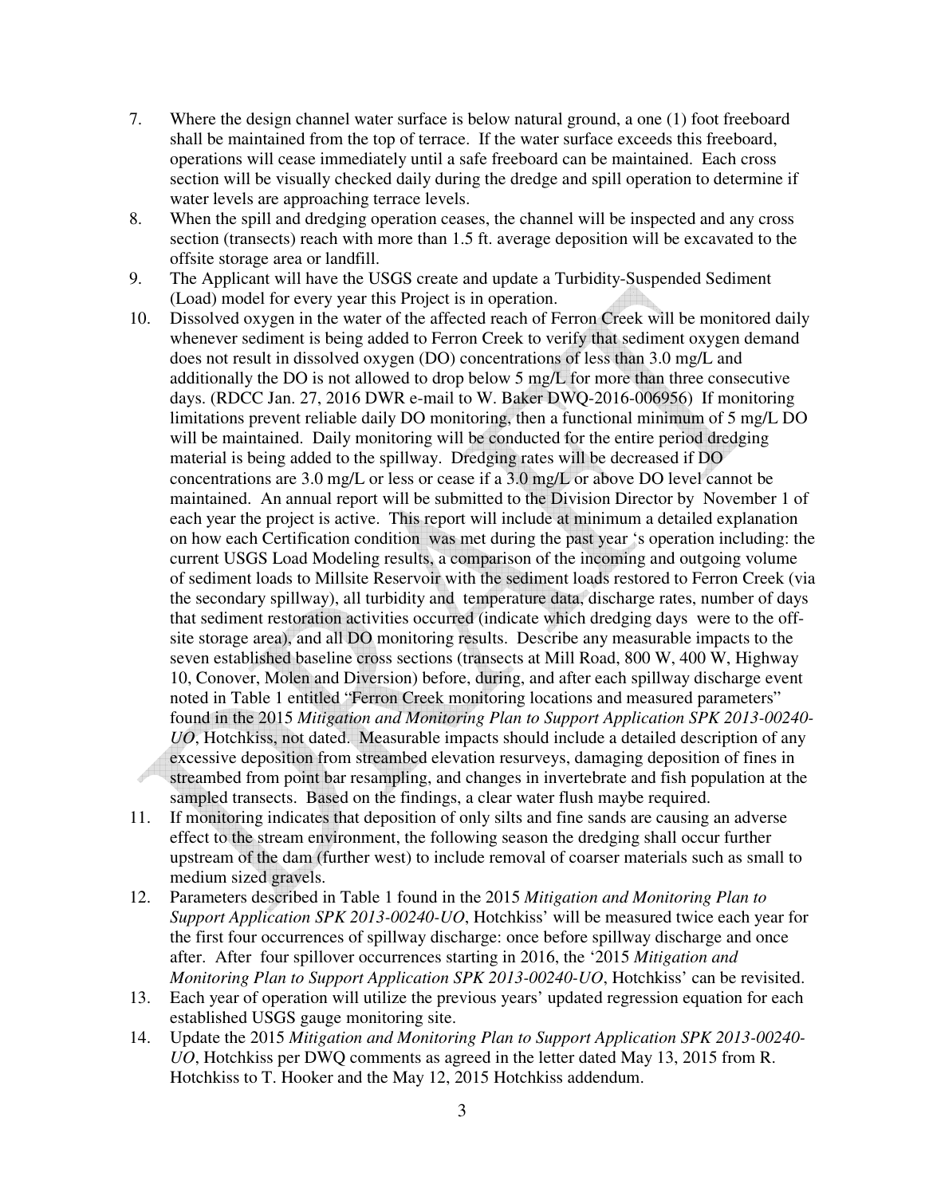7. Where the design channel water surface is below natural ground, a one (1) foot freeboard shall be maintained from the top of terrace. If the water surface exceeds this freeboard, operations will cease immediately until a safe freeboard can be maintained. Each cross section will be visually checked daily during the dredge and spill operation to determine if water levels are approaching terrace levels.
8. When the spill and dredging operation ceases, the channel will be inspected and any cross section (transects) reach with more than 1.5 ft. average deposition will be excavated to the offsite storage area or landfill.
9. The Applicant will have the USGS create and update a Turbidity-Suspended Sediment (Load) model for every year this Project is in operation.
10. Dissolved oxygen in the water of the affected reach of Ferron Creek will be monitored daily whenever sediment is being added to Ferron Creek to verify that sediment oxygen demand does not result in dissolved oxygen (DO) concentrations of less than 3.0 mg/L and additionally the DO is not allowed to drop below 5 mg/L for more than three consecutive days. (RDCC Jan. 27, 2016 DWR e-mail to W. Baker DWQ-2016-006956) If monitoring limitations prevent reliable daily DO monitoring, then a functional minimum of 5 mg/L DO will be maintained. Daily monitoring will be conducted for the entire period dredging material is being added to the spillway. Dredging rates will be decreased if DO concentrations are 3.0 mg/L or less or cease if a 3.0 mg/L or above DO level cannot be maintained. An annual report will be submitted to the Division Director by November 1 of each year the project is active. This report will include at minimum a detailed explanation on how each Certification condition was met during the past year 's operation including: the current USGS Load Modeling results, a comparison of the incoming and outgoing volume of sediment loads to Millsite Reservoir with the sediment loads restored to Ferron Creek (via the secondary spillway), all turbidity and temperature data, discharge rates, number of days that sediment restoration activities occurred (indicate which dredging days were to the off-site storage area), and all DO monitoring results. Describe any measurable impacts to the seven established baseline cross sections (transects at Mill Road, 800 W, 400 W, Highway 10, Conover, Molen and Diversion) before, during, and after each spillway discharge event noted in Table 1 entitled "Ferron Creek monitoring locations and measured parameters" found in the 2015 *Mitigation and Monitoring Plan to Support Application SPK 2013-00240-UO*, Hotchkiss, not dated. Measurable impacts should include a detailed description of any excessive deposition from streambed elevation resurveys, damaging deposition of fines in streambed from point bar resampling, and changes in invertebrate and fish population at the sampled transects. Based on the findings, a clear water flush maybe required.
11. If monitoring indicates that deposition of only silts and fine sands are causing an adverse effect to the stream environment, the following season the dredging shall occur further upstream of the dam (further west) to include removal of coarser materials such as small to medium sized gravels.
12. Parameters described in Table 1 found in the 2015 *Mitigation and Monitoring Plan to Support Application SPK 2013-00240-UO*, Hotchkiss' will be measured twice each year for the first four occurrences of spillway discharge: once before spillway discharge and once after. After four spillover occurrences starting in 2016, the '2015 *Mitigation and Monitoring Plan to Support Application SPK 2013-00240-UO*, Hotchkiss' can be revisited.
13. Each year of operation will utilize the previous years' updated regression equation for each established USGS gauge monitoring site.
14. Update the 2015 *Mitigation and Monitoring Plan to Support Application SPK 2013-00240-UO*, Hotchkiss per DWQ comments as agreed in the letter dated May 13, 2015 from R. Hotchkiss to T. Hooker and the May 12, 2015 Hotchkiss addendum.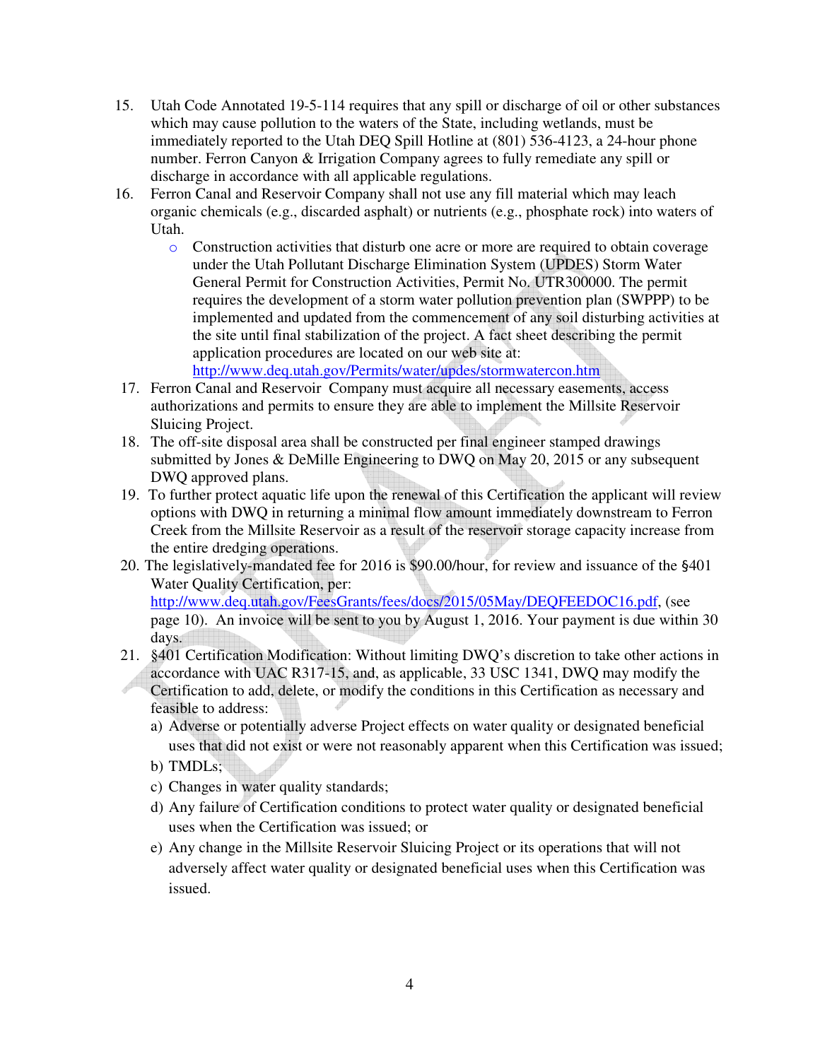15. Utah Code Annotated 19-5-114 requires that any spill or discharge of oil or other substances which may cause pollution to the waters of the State, including wetlands, must be immediately reported to the Utah DEQ Spill Hotline at (801) 536-4123, a 24-hour phone number. Ferron Canyon & Irrigation Company agrees to fully remediate any spill or discharge in accordance with all applicable regulations.
16. Ferron Canal and Reservoir Company shall not use any fill material which may leach organic chemicals (e.g., discarded asphalt) or nutrients (e.g., phosphate rock) into waters of Utah.
    - Construction activities that disturb one acre or more are required to obtain coverage under the Utah Pollutant Discharge Elimination System (UPDES) Storm Water General Permit for Construction Activities, Permit No. UTR300000. The permit requires the development of a storm water pollution prevention plan (SWPPP) to be implemented and updated from the commencement of any soil disturbing activities at the site until final stabilization of the project. A fact sheet describing the permit application procedures are located on our web site at: http://www.deq.utah.gov/Permits/water/updes/stormwatercon.htm
17. Ferron Canal and Reservoir Company must acquire all necessary easements, access authorizations and permits to ensure they are able to implement the Millsite Reservoir Sluicing Project.
18. The off-site disposal area shall be constructed per final engineer stamped drawings submitted by Jones & DeMille Engineering to DWQ on May 20, 2015 or any subsequent DWQ approved plans.
19. To further protect aquatic life upon the renewal of this Certification the applicant will review options with DWQ in returning a minimal flow amount immediately downstream to Ferron Creek from the Millsite Reservoir as a result of the reservoir storage capacity increase from the entire dredging operations.
20. The legislatively-mandated fee for 2016 is $90.00/hour, for review and issuance of the §401 Water Quality Certification, per: http://www.deq.utah.gov/FeesGrants/fees/docs/2015/05May/DEQFEEDOC16.pdf, (see page 10). An invoice will be sent to you by August 1, 2016. Your payment is due within 30 days.
21. §401 Certification Modification: Without limiting DWQ's discretion to take other actions in accordance with UAC R317-15, and, as applicable, 33 USC 1341, DWQ may modify the Certification to add, delete, or modify the conditions in this Certification as necessary and feasible to address:
    a) Adverse or potentially adverse Project effects on water quality or designated beneficial uses that did not exist or were not reasonably apparent when this Certification was issued;
    b) TMDLs;
    c) Changes in water quality standards;
    d) Any failure of Certification conditions to protect water quality or designated beneficial uses when the Certification was issued; or
    e) Any change in the Millsite Reservoir Sluicing Project or its operations that will not adversely affect water quality or designated beneficial uses when this Certification was issued.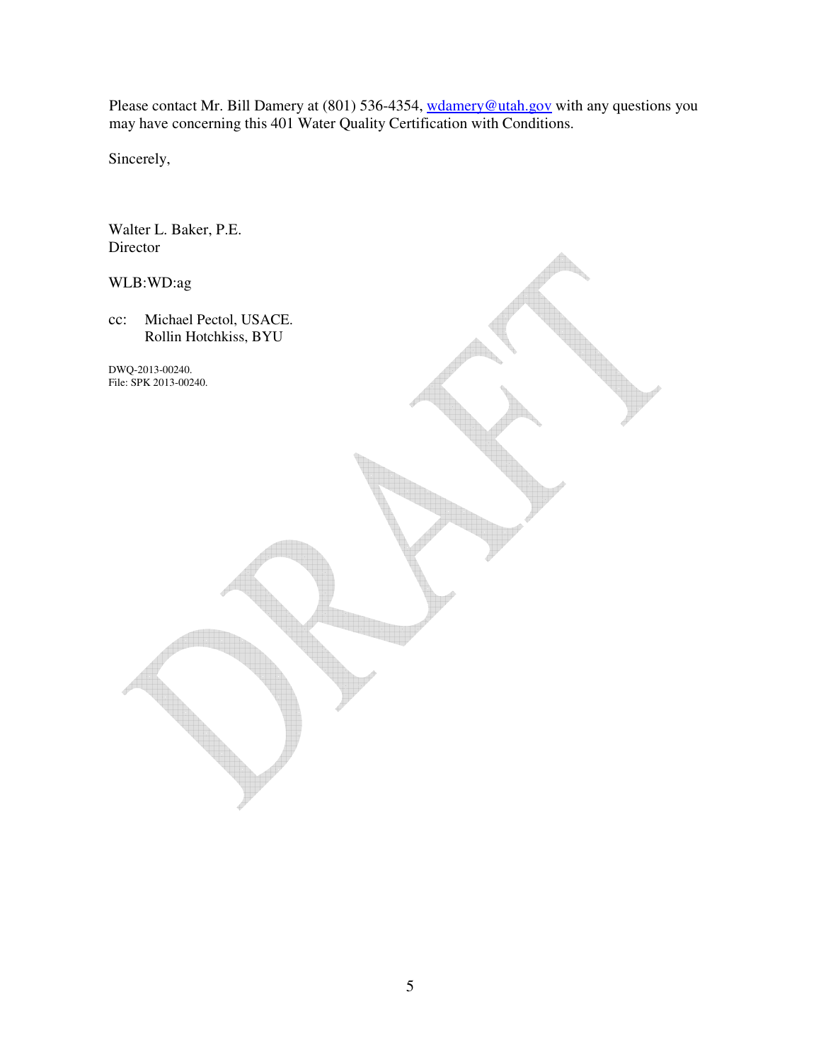Please contact Mr. Bill Damery at (801) 536-4354, wdamery@utah.gov with any questions you may have concerning this 401 Water Quality Certification with Conditions.

Sincerely,

Walter L. Baker, P.E.
Director

WLB:WD:ag

cc: Michael Pectol, USACE.
Rollin Hotchkiss, BYU

DWQ-2013-00240.
File: SPK 2013-00240.